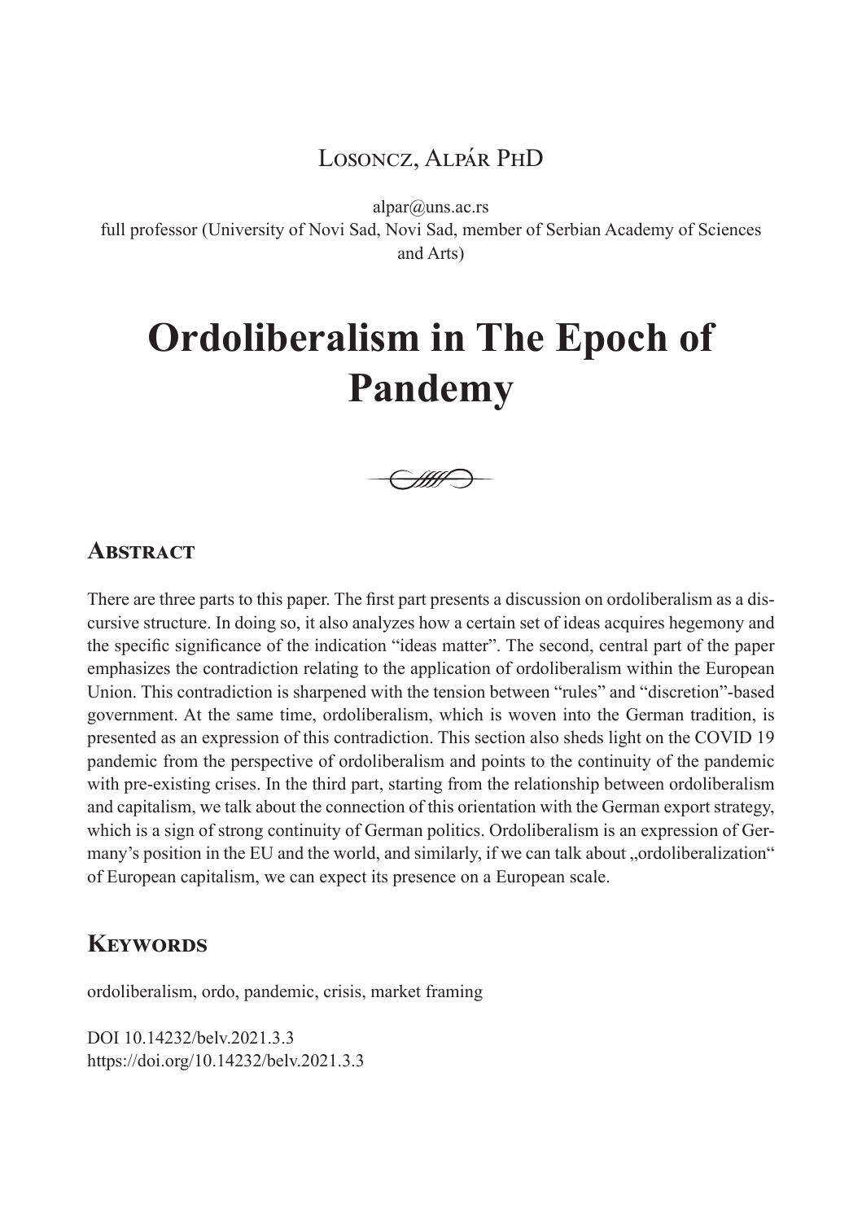Losoncz, Alpár PhD

alpar@uns.ac.rs
full professor (University of Novi Sad, Novi Sad, member of Serbian Academy of Sciences and Arts)

# Ordoliberalism in The Epoch of Pandemy

## Abstract

There are three parts to this paper. The first part presents a discussion on ordoliberalism as a discursive structure. In doing so, it also analyzes how a certain set of ideas acquires hegemony and the specific significance of the indication "ideas matter". The second, central part of the paper emphasizes the contradiction relating to the application of ordoliberalism within the European Union. This contradiction is sharpened with the tension between "rules" and "discretion"-based government. At the same time, ordoliberalism, which is woven into the German tradition, is presented as an expression of this contradiction. This section also sheds light on the COVID 19 pandemic from the perspective of ordoliberalism and points to the continuity of the pandemic with pre-existing crises. In the third part, starting from the relationship between ordoliberalism and capitalism, we talk about the connection of this orientation with the German export strategy, which is a sign of strong continuity of German politics. Ordoliberalism is an expression of Germany's position in the EU and the world, and similarly, if we can talk about „ordoliberalization" of European capitalism, we can expect its presence on a European scale.

## Keywords

ordoliberalism, ordo, pandemic, crisis, market framing

DOI 10.14232/belv.2021.3.3
https://doi.org/10.14232/belv.2021.3.3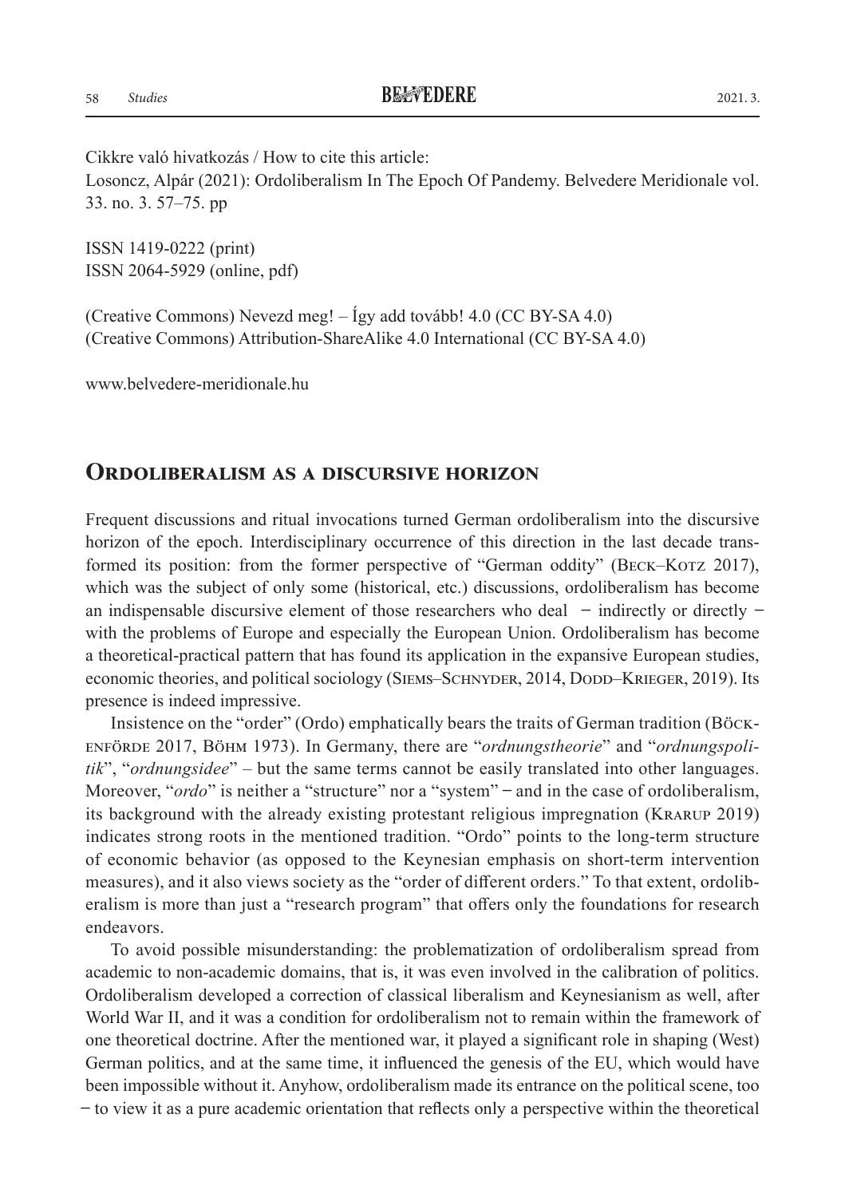Cikkre való hivatkozás / How to cite this article:
Losoncz, Alpár (2021): Ordoliberalism In The Epoch Of Pandemy. Belvedere Meridionale vol. 33. no. 3. 57–75. pp

ISSN 1419-0222 (print)
ISSN 2064-5929 (online, pdf)

(Creative Commons) Nevezd meg! – Így add tovább! 4.0 (CC BY-SA 4.0)
(Creative Commons) Attribution-ShareAlike 4.0 International (CC BY-SA 4.0)

www.belvedere-meridionale.hu

## Ordoliberalism as a discursive horizon

Frequent discussions and ritual invocations turned German ordoliberalism into the discursive horizon of the epoch. Interdisciplinary occurrence of this direction in the last decade transformed its position: from the former perspective of "German oddity" (Beck–Kotz 2017), which was the subject of only some (historical, etc.) discussions, ordoliberalism has become an indispensable discursive element of those researchers who deal − indirectly or directly − with the problems of Europe and especially the European Union. Ordoliberalism has become a theoretical-practical pattern that has found its application in the expansive European studies, economic theories, and political sociology (Siems–Schnyder, 2014, Dodd–Krieger, 2019). Its presence is indeed impressive.

Insistence on the "order" (Ordo) emphatically bears the traits of German tradition (Böckenförde 2017, Böhm 1973). In Germany, there are "*ordnungstheorie*" and "*ordnungspolitik*", "*ordnungsidee*" – but the same terms cannot be easily translated into other languages. Moreover, "*ordo*" is neither a "structure" nor a "system" − and in the case of ordoliberalism, its background with the already existing protestant religious impregnation (Krarup 2019) indicates strong roots in the mentioned tradition. "Ordo" points to the long-term structure of economic behavior (as opposed to the Keynesian emphasis on short-term intervention measures), and it also views society as the "order of different orders." To that extent, ordoliberalism is more than just a "research program" that offers only the foundations for research endeavors.

To avoid possible misunderstanding: the problematization of ordoliberalism spread from academic to non-academic domains, that is, it was even involved in the calibration of politics. Ordoliberalism developed a correction of classical liberalism and Keynesianism as well, after World War II, and it was a condition for ordoliberalism not to remain within the framework of one theoretical doctrine. After the mentioned war, it played a significant role in shaping (West) German politics, and at the same time, it influenced the genesis of the EU, which would have been impossible without it. Anyhow, ordoliberalism made its entrance on the political scene, too − to view it as a pure academic orientation that reflects only a perspective within the theoretical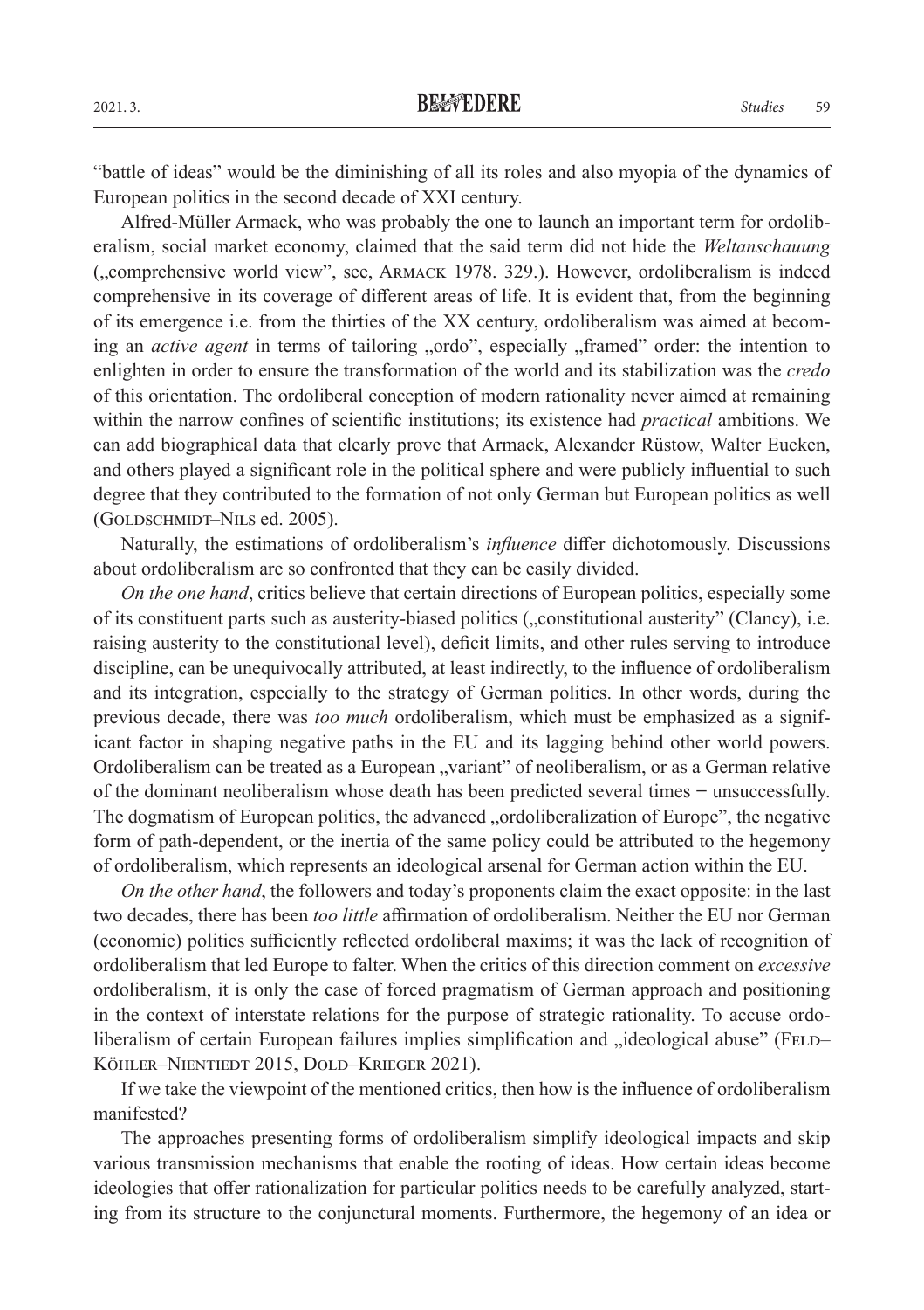"battle of ideas" would be the diminishing of all its roles and also myopia of the dynamics of European politics in the second decade of XXI century.

Alfred-Müller Armack, who was probably the one to launch an important term for ordoliberalism, social market economy, claimed that the said term did not hide the *Weltanschauung* („comprehensive world view", see, Armack 1978. 329.). However, ordoliberalism is indeed comprehensive in its coverage of different areas of life. It is evident that, from the beginning of its emergence i.e. from the thirties of the XX century, ordoliberalism was aimed at becoming an *active agent* in terms of tailoring „ordo", especially „framed" order: the intention to enlighten in order to ensure the transformation of the world and its stabilization was the *credo* of this orientation. The ordoliberal conception of modern rationality never aimed at remaining within the narrow confines of scientific institutions; its existence had *practical* ambitions. We can add biographical data that clearly prove that Armack, Alexander Rüstow, Walter Eucken, and others played a significant role in the political sphere and were publicly influential to such degree that they contributed to the formation of not only German but European politics as well (Goldschmidt–Nils ed. 2005).

Naturally, the estimations of ordoliberalism's *influence* differ dichotomously. Discussions about ordoliberalism are so confronted that they can be easily divided.

*On the one hand*, critics believe that certain directions of European politics, especially some of its constituent parts such as austerity-biased politics („constitutional austerity" (Clancy), i.e. raising austerity to the constitutional level), deficit limits, and other rules serving to introduce discipline, can be unequivocally attributed, at least indirectly, to the influence of ordoliberalism and its integration, especially to the strategy of German politics. In other words, during the previous decade, there was *too much* ordoliberalism, which must be emphasized as a significant factor in shaping negative paths in the EU and its lagging behind other world powers. Ordoliberalism can be treated as a European „variant" of neoliberalism, or as a German relative of the dominant neoliberalism whose death has been predicted several times − unsuccessfully. The dogmatism of European politics, the advanced „ordoliberalization of Europe", the negative form of path-dependent, or the inertia of the same policy could be attributed to the hegemony of ordoliberalism, which represents an ideological arsenal for German action within the EU.

*On the other hand*, the followers and today's proponents claim the exact opposite: in the last two decades, there has been *too little* affirmation of ordoliberalism. Neither the EU nor German (economic) politics sufficiently reflected ordoliberal maxims; it was the lack of recognition of ordoliberalism that led Europe to falter. When the critics of this direction comment on *excessive* ordoliberalism, it is only the case of forced pragmatism of German approach and positioning in the context of interstate relations for the purpose of strategic rationality. To accuse ordoliberalism of certain European failures implies simplification and „ideological abuse" (Feld–Köhler–Nientiedt 2015, Dold–Krieger 2021).

If we take the viewpoint of the mentioned critics, then how is the influence of ordoliberalism manifested?

The approaches presenting forms of ordoliberalism simplify ideological impacts and skip various transmission mechanisms that enable the rooting of ideas. How certain ideas become ideologies that offer rationalization for particular politics needs to be carefully analyzed, starting from its structure to the conjunctural moments. Furthermore, the hegemony of an idea or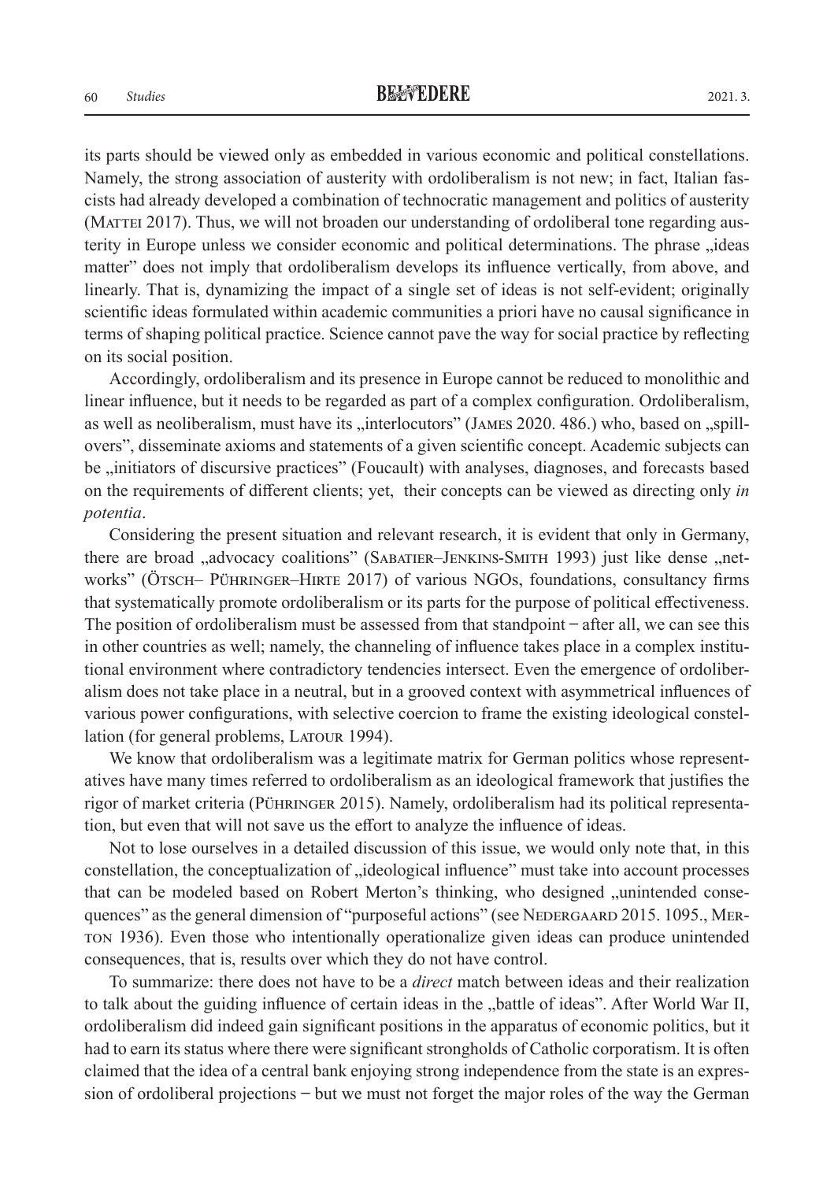its parts should be viewed only as embedded in various economic and political constellations. Namely, the strong association of austerity with ordoliberalism is not new; in fact, Italian fascists had already developed a combination of technocratic management and politics of austerity (Mattei 2017). Thus, we will not broaden our understanding of ordoliberal tone regarding austerity in Europe unless we consider economic and political determinations. The phrase „ideas matter" does not imply that ordoliberalism develops its influence vertically, from above, and linearly. That is, dynamizing the impact of a single set of ideas is not self-evident; originally scientific ideas formulated within academic communities a priori have no causal significance in terms of shaping political practice. Science cannot pave the way for social practice by reflecting on its social position.

Accordingly, ordoliberalism and its presence in Europe cannot be reduced to monolithic and linear influence, but it needs to be regarded as part of a complex configuration. Ordoliberalism, as well as neoliberalism, must have its „interlocutors" (James 2020. 486.) who, based on „spillovers", disseminate axioms and statements of a given scientific concept. Academic subjects can be „initiators of discursive practices" (Foucault) with analyses, diagnoses, and forecasts based on the requirements of different clients; yet, their concepts can be viewed as directing only *in potentia*.

Considering the present situation and relevant research, it is evident that only in Germany, there are broad „advocacy coalitions" (Sabatier–Jenkins-Smith 1993) just like dense „networks" (Ötsch– Pühringer–Hirte 2017) of various NGOs, foundations, consultancy firms that systematically promote ordoliberalism or its parts for the purpose of political effectiveness. The position of ordoliberalism must be assessed from that standpoint – after all, we can see this in other countries as well; namely, the channeling of influence takes place in a complex institutional environment where contradictory tendencies intersect. Even the emergence of ordoliberalism does not take place in a neutral, but in a grooved context with asymmetrical influences of various power configurations, with selective coercion to frame the existing ideological constellation (for general problems, Latour 1994).

We know that ordoliberalism was a legitimate matrix for German politics whose representatives have many times referred to ordoliberalism as an ideological framework that justifies the rigor of market criteria (Pühringer 2015). Namely, ordoliberalism had its political representation, but even that will not save us the effort to analyze the influence of ideas.

Not to lose ourselves in a detailed discussion of this issue, we would only note that, in this constellation, the conceptualization of „ideological influence" must take into account processes that can be modeled based on Robert Merton's thinking, who designed „unintended consequences" as the general dimension of "purposeful actions" (see Nedergaard 2015. 1095., Merton 1936). Even those who intentionally operationalize given ideas can produce unintended consequences, that is, results over which they do not have control.

To summarize: there does not have to be a *direct* match between ideas and their realization to talk about the guiding influence of certain ideas in the „battle of ideas". After World War II, ordoliberalism did indeed gain significant positions in the apparatus of economic politics, but it had to earn its status where there were significant strongholds of Catholic corporatism. It is often claimed that the idea of a central bank enjoying strong independence from the state is an expression of ordoliberal projections – but we must not forget the major roles of the way the German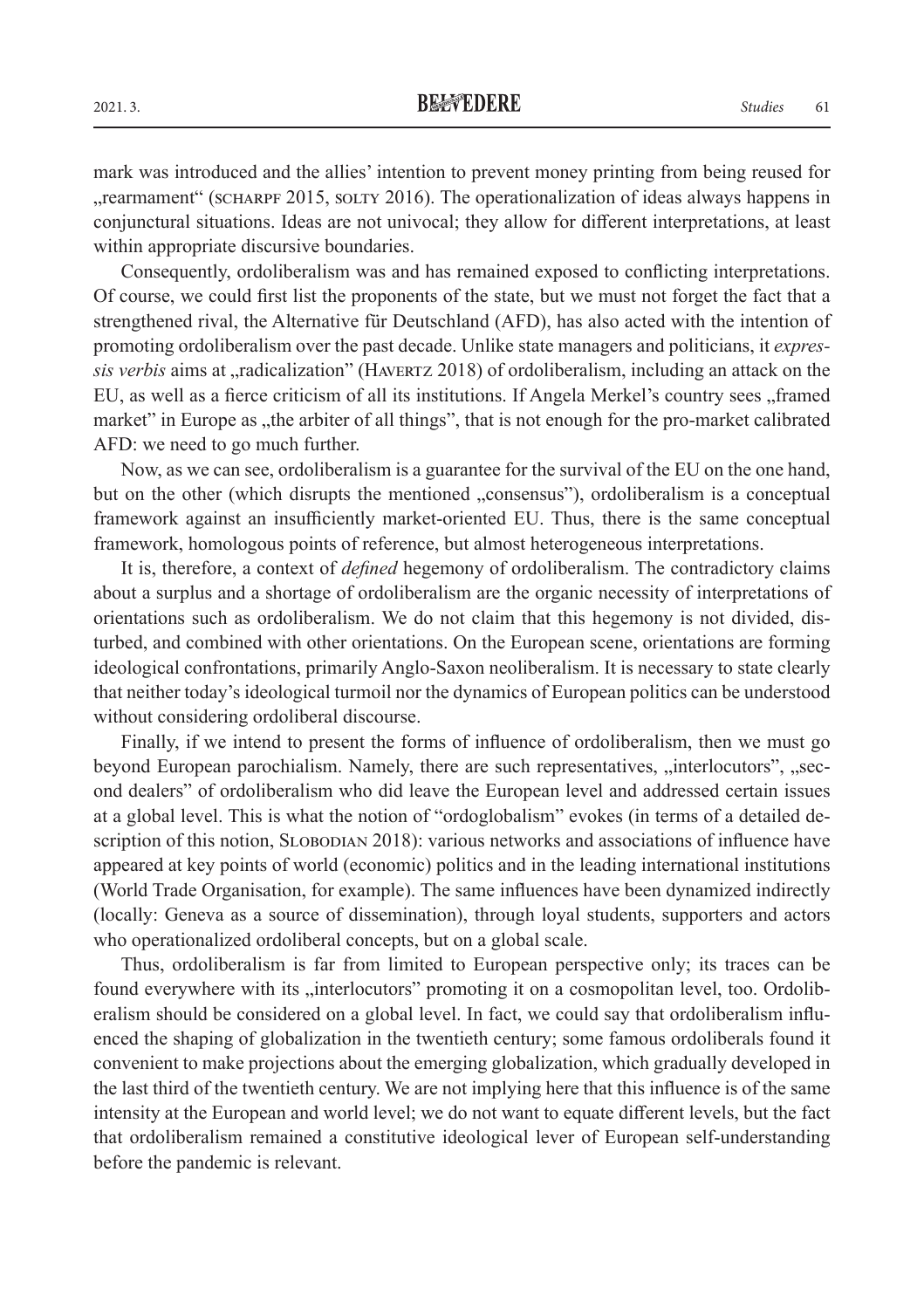mark was introduced and the allies' intention to prevent money printing from being reused for „rearmament" (SCHARPF 2015, SOLTY 2016). The operationalization of ideas always happens in conjunctural situations. Ideas are not univocal; they allow for different interpretations, at least within appropriate discursive boundaries.

Consequently, ordoliberalism was and has remained exposed to conflicting interpretations. Of course, we could first list the proponents of the state, but we must not forget the fact that a strengthened rival, the Alternative für Deutschland (AFD), has also acted with the intention of promoting ordoliberalism over the past decade. Unlike state managers and politicians, it *expressis verbis* aims at „radicalization" (HAVERTZ 2018) of ordoliberalism, including an attack on the EU, as well as a fierce criticism of all its institutions. If Angela Merkel's country sees „framed market" in Europe as „the arbiter of all things", that is not enough for the pro-market calibrated AFD: we need to go much further.

Now, as we can see, ordoliberalism is a guarantee for the survival of the EU on the one hand, but on the other (which disrupts the mentioned „consensus"), ordoliberalism is a conceptual framework against an insufficiently market-oriented EU. Thus, there is the same conceptual framework, homologous points of reference, but almost heterogeneous interpretations.

It is, therefore, a context of *defined* hegemony of ordoliberalism. The contradictory claims about a surplus and a shortage of ordoliberalism are the organic necessity of interpretations of orientations such as ordoliberalism. We do not claim that this hegemony is not divided, disturbed, and combined with other orientations. On the European scene, orientations are forming ideological confrontations, primarily Anglo-Saxon neoliberalism. It is necessary to state clearly that neither today's ideological turmoil nor the dynamics of European politics can be understood without considering ordoliberal discourse.

Finally, if we intend to present the forms of influence of ordoliberalism, then we must go beyond European parochialism. Namely, there are such representatives, „interlocutors", „second dealers" of ordoliberalism who did leave the European level and addressed certain issues at a global level. This is what the notion of "ordoglobalism" evokes (in terms of a detailed description of this notion, SLOBODIAN 2018): various networks and associations of influence have appeared at key points of world (economic) politics and in the leading international institutions (World Trade Organisation, for example). The same influences have been dynamized indirectly (locally: Geneva as a source of dissemination), through loyal students, supporters and actors who operationalized ordoliberal concepts, but on a global scale.

Thus, ordoliberalism is far from limited to European perspective only; its traces can be found everywhere with its „interlocutors" promoting it on a cosmopolitan level, too. Ordoliberalism should be considered on a global level. In fact, we could say that ordoliberalism influenced the shaping of globalization in the twentieth century; some famous ordoliberals found it convenient to make projections about the emerging globalization, which gradually developed in the last third of the twentieth century. We are not implying here that this influence is of the same intensity at the European and world level; we do not want to equate different levels, but the fact that ordoliberalism remained a constitutive ideological lever of European self-understanding before the pandemic is relevant.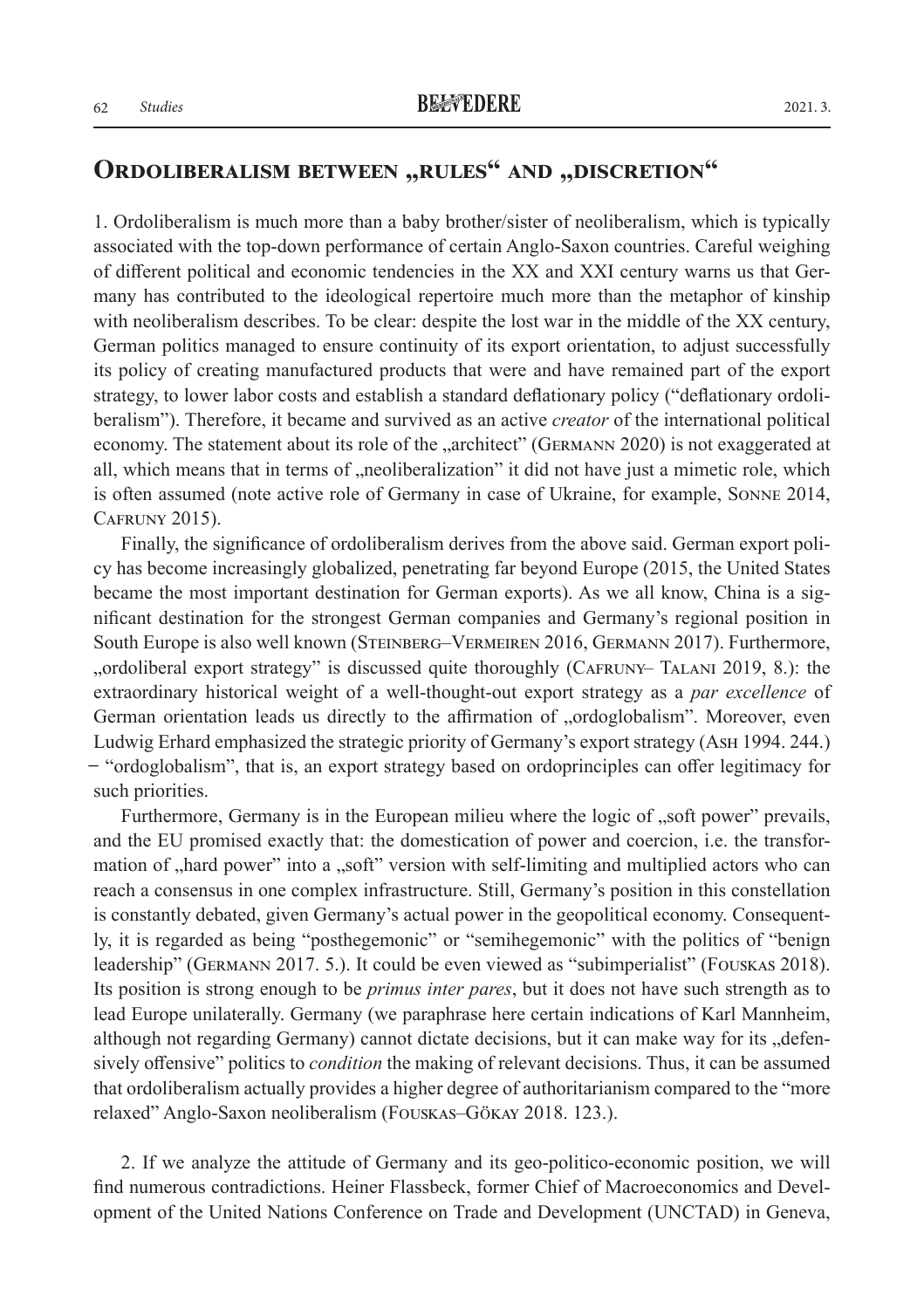## Ordoliberalism between „rules" and „discretion"

1. Ordoliberalism is much more than a baby brother/sister of neoliberalism, which is typically associated with the top-down performance of certain Anglo-Saxon countries. Careful weighing of different political and economic tendencies in the XX and XXI century warns us that Germany has contributed to the ideological repertoire much more than the metaphor of kinship with neoliberalism describes. To be clear: despite the lost war in the middle of the XX century, German politics managed to ensure continuity of its export orientation, to adjust successfully its policy of creating manufactured products that were and have remained part of the export strategy, to lower labor costs and establish a standard deflationary policy ("deflationary ordoliberalism"). Therefore, it became and survived as an active *creator* of the international political economy. The statement about its role of the „architect" (Germann 2020) is not exaggerated at all, which means that in terms of „neoliberalization" it did not have just a mimetic role, which is often assumed (note active role of Germany in case of Ukraine, for example, Sonne 2014, Cafruny 2015).

Finally, the significance of ordoliberalism derives from the above said. German export policy has become increasingly globalized, penetrating far beyond Europe (2015, the United States became the most important destination for German exports). As we all know, China is a significant destination for the strongest German companies and Germany's regional position in South Europe is also well known (Steinberg–Vermeiren 2016, Germann 2017). Furthermore, „ordoliberal export strategy" is discussed quite thoroughly (Cafruny– Talani 2019, 8.): the extraordinary historical weight of a well-thought-out export strategy as a *par excellence* of German orientation leads us directly to the affirmation of „ordoglobalism". Moreover, even Ludwig Erhard emphasized the strategic priority of Germany's export strategy (Ash 1994. 244.) − "ordoglobalism", that is, an export strategy based on ordoprinciples can offer legitimacy for such priorities.

Furthermore, Germany is in the European milieu where the logic of „soft power" prevails, and the EU promised exactly that: the domestication of power and coercion, i.e. the transformation of „hard power" into a „soft" version with self-limiting and multiplied actors who can reach a consensus in one complex infrastructure. Still, Germany's position in this constellation is constantly debated, given Germany's actual power in the geopolitical economy. Consequently, it is regarded as being "posthegemonic" or "semihegemonic" with the politics of "benign leadership" (Germann 2017. 5.). It could be even viewed as "subimperialist" (Fouskas 2018). Its position is strong enough to be *primus inter pares*, but it does not have such strength as to lead Europe unilaterally. Germany (we paraphrase here certain indications of Karl Mannheim, although not regarding Germany) cannot dictate decisions, but it can make way for its „defensively offensive" politics to *condition* the making of relevant decisions. Thus, it can be assumed that ordoliberalism actually provides a higher degree of authoritarianism compared to the "more relaxed" Anglo-Saxon neoliberalism (Fouskas–Gökay 2018. 123.).

2. If we analyze the attitude of Germany and its geo-politico-economic position, we will find numerous contradictions. Heiner Flassbeck, former Chief of Macroeconomics and Development of the United Nations Conference on Trade and Development (UNCTAD) in Geneva,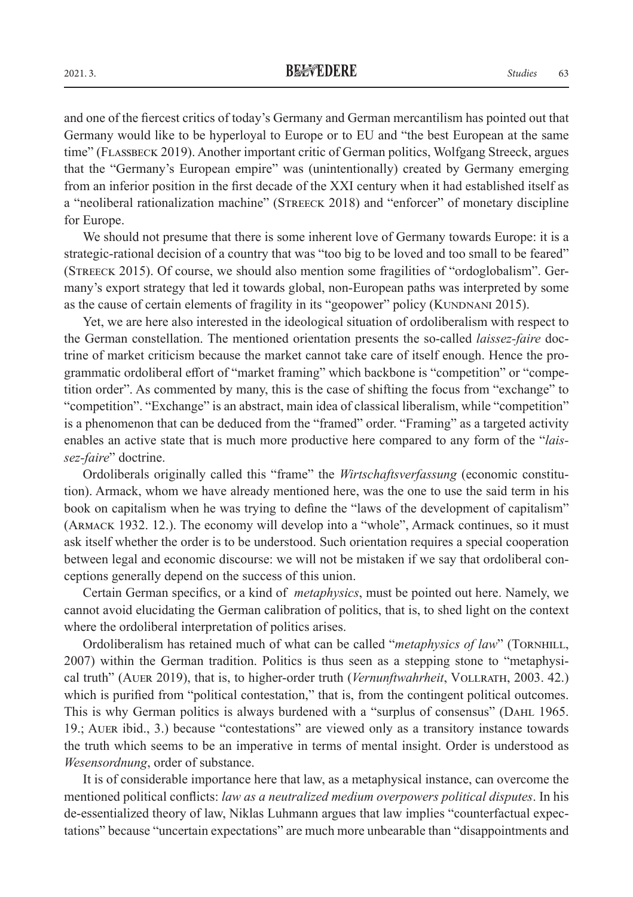and one of the fiercest critics of today's Germany and German mercantilism has pointed out that Germany would like to be hyperloyal to Europe or to EU and "the best European at the same time" (Flassbeck 2019). Another important critic of German politics, Wolfgang Streeck, argues that the "Germany's European empire" was (unintentionally) created by Germany emerging from an inferior position in the first decade of the XXI century when it had established itself as a "neoliberal rationalization machine" (Streeck 2018) and "enforcer" of monetary discipline for Europe.

We should not presume that there is some inherent love of Germany towards Europe: it is a strategic-rational decision of a country that was "too big to be loved and too small to be feared" (Streeck 2015). Of course, we should also mention some fragilities of "ordoglobalism". Germany's export strategy that led it towards global, non-European paths was interpreted by some as the cause of certain elements of fragility in its "geopower" policy (Kundnani 2015).

Yet, we are here also interested in the ideological situation of ordoliberalism with respect to the German constellation. The mentioned orientation presents the so-called *laissez-faire* doctrine of market criticism because the market cannot take care of itself enough. Hence the programmatic ordoliberal effort of "market framing" which backbone is "competition" or "competition order". As commented by many, this is the case of shifting the focus from "exchange" to "competition". "Exchange" is an abstract, main idea of classical liberalism, while "competition" is a phenomenon that can be deduced from the "framed" order. "Framing" as a targeted activity enables an active state that is much more productive here compared to any form of the "*laissez-faire*" doctrine.

Ordoliberals originally called this "frame" the *Wirtschaftsverfassung* (economic constitution). Armack, whom we have already mentioned here, was the one to use the said term in his book on capitalism when he was trying to define the "laws of the development of capitalism" (Armack 1932. 12.). The economy will develop into a "whole", Armack continues, so it must ask itself whether the order is to be understood. Such orientation requires a special cooperation between legal and economic discourse: we will not be mistaken if we say that ordoliberal conceptions generally depend on the success of this union.

Certain German specifics, or a kind of *metaphysics*, must be pointed out here. Namely, we cannot avoid elucidating the German calibration of politics, that is, to shed light on the context where the ordoliberal interpretation of politics arises.

Ordoliberalism has retained much of what can be called "*metaphysics of law*" (Tornhill, 2007) within the German tradition. Politics is thus seen as a stepping stone to "metaphysical truth" (Auer 2019), that is, to higher-order truth (*Vernunftwahrheit*, Vollrath, 2003. 42.) which is purified from "political contestation," that is, from the contingent political outcomes. This is why German politics is always burdened with a "surplus of consensus" (Dahl 1965. 19.; Auer ibid., 3.) because "contestations" are viewed only as a transitory instance towards the truth which seems to be an imperative in terms of mental insight. Order is understood as *Wesensordnung*, order of substance.

It is of considerable importance here that law, as a metaphysical instance, can overcome the mentioned political conflicts: *law as a neutralized medium overpowers political disputes*. In his de-essentialized theory of law, Niklas Luhmann argues that law implies "counterfactual expectations" because "uncertain expectations" are much more unbearable than "disappointments and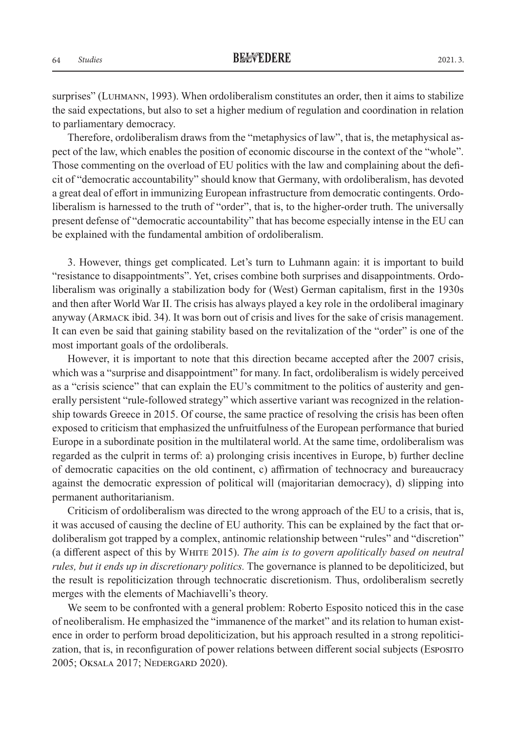surprises" (Luhmann, 1993). When ordoliberalism constitutes an order, then it aims to stabilize the said expectations, but also to set a higher medium of regulation and coordination in relation to parliamentary democracy.

Therefore, ordoliberalism draws from the "metaphysics of law", that is, the metaphysical aspect of the law, which enables the position of economic discourse in the context of the "whole". Those commenting on the overload of EU politics with the law and complaining about the deficit of "democratic accountability" should know that Germany, with ordoliberalism, has devoted a great deal of effort in immunizing European infrastructure from democratic contingents. Ordoliberalism is harnessed to the truth of "order", that is, to the higher-order truth. The universally present defense of "democratic accountability" that has become especially intense in the EU can be explained with the fundamental ambition of ordoliberalism.

3. However, things get complicated. Let's turn to Luhmann again: it is important to build "resistance to disappointments". Yet, crises combine both surprises and disappointments. Ordoliberalism was originally a stabilization body for (West) German capitalism, first in the 1930s and then after World War II. The crisis has always played a key role in the ordoliberal imaginary anyway (Armack ibid. 34). It was born out of crisis and lives for the sake of crisis management. It can even be said that gaining stability based on the revitalization of the "order" is one of the most important goals of the ordoliberals.

However, it is important to note that this direction became accepted after the 2007 crisis, which was a "surprise and disappointment" for many. In fact, ordoliberalism is widely perceived as a "crisis science" that can explain the EU's commitment to the politics of austerity and generally persistent "rule-followed strategy" which assertive variant was recognized in the relationship towards Greece in 2015. Of course, the same practice of resolving the crisis has been often exposed to criticism that emphasized the unfruitfulness of the European performance that buried Europe in a subordinate position in the multilateral world. At the same time, ordoliberalism was regarded as the culprit in terms of: a) prolonging crisis incentives in Europe, b) further decline of democratic capacities on the old continent, c) affirmation of technocracy and bureaucracy against the democratic expression of political will (majoritarian democracy), d) slipping into permanent authoritarianism.

Criticism of ordoliberalism was directed to the wrong approach of the EU to a crisis, that is, it was accused of causing the decline of EU authority. This can be explained by the fact that ordoliberalism got trapped by a complex, antinomic relationship between "rules" and "discretion" (a different aspect of this by White 2015). *The aim is to govern apolitically based on neutral rules, but it ends up in discretionary politics.* The governance is planned to be depoliticized, but the result is repoliticization through technocratic discretionism. Thus, ordoliberalism secretly merges with the elements of Machiavelli's theory.

We seem to be confronted with a general problem: Roberto Esposito noticed this in the case of neoliberalism. He emphasized the "immanence of the market" and its relation to human existence in order to perform broad depoliticization, but his approach resulted in a strong repoliticization, that is, in reconfiguration of power relations between different social subjects (Esposito 2005; Oksala 2017; Nedergard 2020).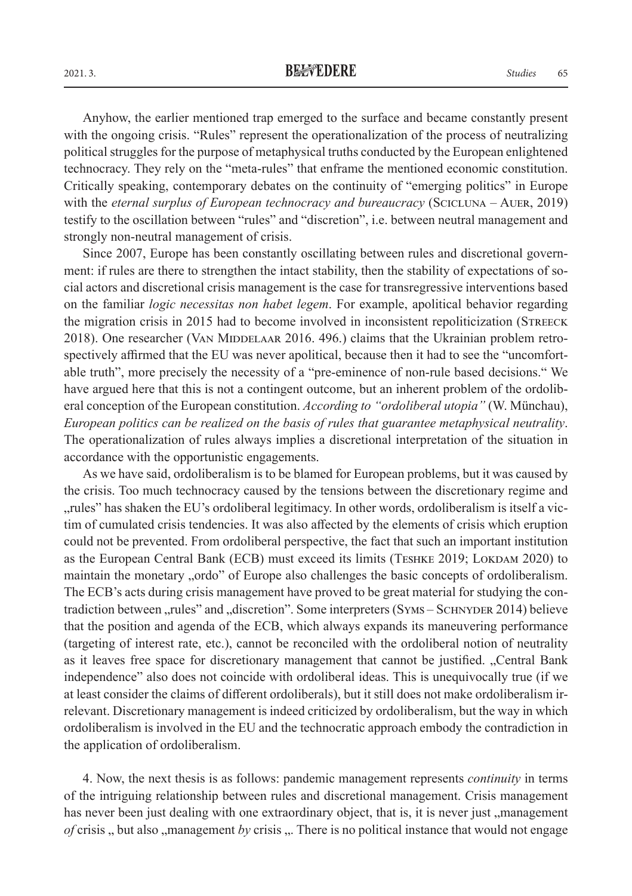Anyhow, the earlier mentioned trap emerged to the surface and became constantly present with the ongoing crisis. "Rules" represent the operationalization of the process of neutralizing political struggles for the purpose of metaphysical truths conducted by the European enlightened technocracy. They rely on the "meta-rules" that enframe the mentioned economic constitution. Critically speaking, contemporary debates on the continuity of "emerging politics" in Europe with the *eternal surplus of European technocracy and bureaucracy* (Scicluna – Auer, 2019) testify to the oscillation between "rules" and "discretion", i.e. between neutral management and strongly non-neutral management of crisis.

Since 2007, Europe has been constantly oscillating between rules and discretional government: if rules are there to strengthen the intact stability, then the stability of expectations of social actors and discretional crisis management is the case for transregressive interventions based on the familiar *logic necessitas non habet legem*. For example, apolitical behavior regarding the migration crisis in 2015 had to become involved in inconsistent repoliticization (Streeck 2018). One researcher (Van Middelaar 2016. 496.) claims that the Ukrainian problem retrospectively affirmed that the EU was never apolitical, because then it had to see the "uncomfortable truth", more precisely the necessity of a "pre-eminence of non-rule based decisions." We have argued here that this is not a contingent outcome, but an inherent problem of the ordoliberal conception of the European constitution. *According to "ordoliberal utopia"* (W. Münchau), *European politics can be realized on the basis of rules that guarantee metaphysical neutrality*. The operationalization of rules always implies a discretional interpretation of the situation in accordance with the opportunistic engagements.

As we have said, ordoliberalism is to be blamed for European problems, but it was caused by the crisis. Too much technocracy caused by the tensions between the discretionary regime and „rules" has shaken the EU's ordoliberal legitimacy. In other words, ordoliberalism is itself a victim of cumulated crisis tendencies. It was also affected by the elements of crisis which eruption could not be prevented. From ordoliberal perspective, the fact that such an important institution as the European Central Bank (ECB) must exceed its limits (Teshke 2019; Lokdam 2020) to maintain the monetary „ordo" of Europe also challenges the basic concepts of ordoliberalism. The ECB's acts during crisis management have proved to be great material for studying the contradiction between „rules" and „discretion". Some interpreters (Syms – Schnyder 2014) believe that the position and agenda of the ECB, which always expands its maneuvering performance (targeting of interest rate, etc.), cannot be reconciled with the ordoliberal notion of neutrality as it leaves free space for discretionary management that cannot be justified. „Central Bank independence" also does not coincide with ordoliberal ideas. This is unequivocally true (if we at least consider the claims of different ordoliberals), but it still does not make ordoliberalism irrelevant. Discretionary management is indeed criticized by ordoliberalism, but the way in which ordoliberalism is involved in the EU and the technocratic approach embody the contradiction in the application of ordoliberalism.

4. Now, the next thesis is as follows: pandemic management represents *continuity* in terms of the intriguing relationship between rules and discretional management. Crisis management has never been just dealing with one extraordinary object, that is, it is never just „management *of* crisis „ but also „management *by* crisis „. There is no political instance that would not engage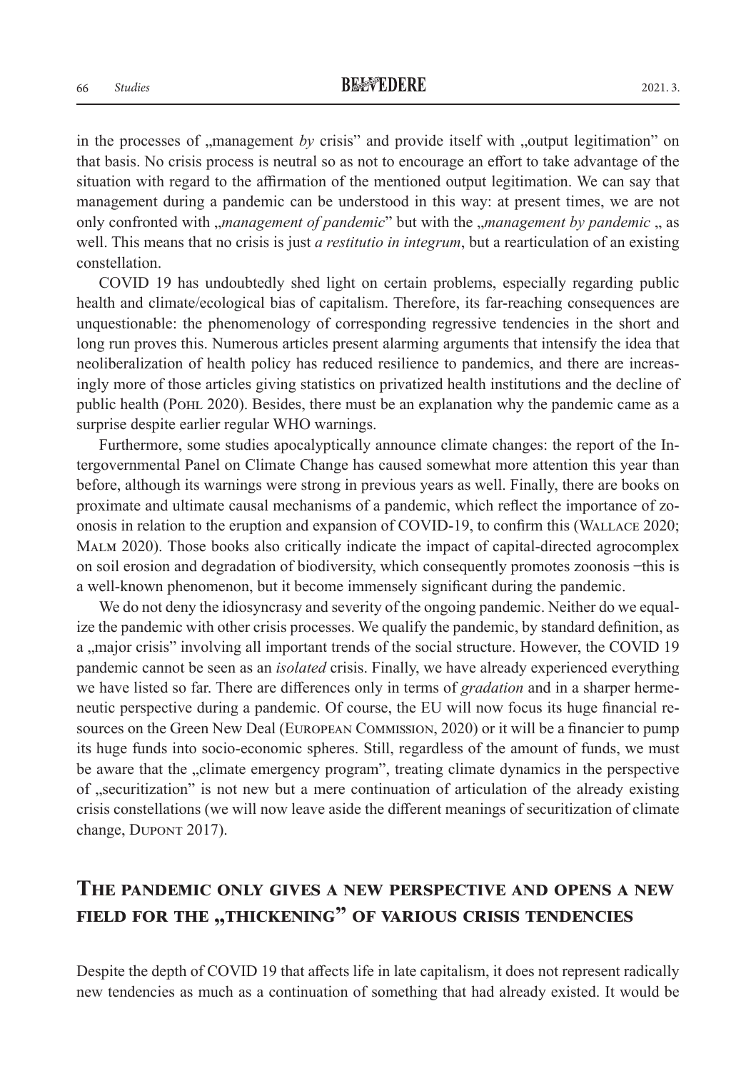in the processes of „management *by* crisis" and provide itself with „output legitimation" on that basis. No crisis process is neutral so as not to encourage an effort to take advantage of the situation with regard to the affirmation of the mentioned output legitimation. We can say that management during a pandemic can be understood in this way: at present times, we are not only confronted with „*management of pandemic*" but with the „*management by pandemic* „ as well. This means that no crisis is just *a restitutio in integrum*, but a rearticulation of an existing constellation.

COVID 19 has undoubtedly shed light on certain problems, especially regarding public health and climate/ecological bias of capitalism. Therefore, its far-reaching consequences are unquestionable: the phenomenology of corresponding regressive tendencies in the short and long run proves this. Numerous articles present alarming arguments that intensify the idea that neoliberalization of health policy has reduced resilience to pandemics, and there are increasingly more of those articles giving statistics on privatized health institutions and the decline of public health (Pohl 2020). Besides, there must be an explanation why the pandemic came as a surprise despite earlier regular WHO warnings.

Furthermore, some studies apocalyptically announce climate changes: the report of the Intergovernmental Panel on Climate Change has caused somewhat more attention this year than before, although its warnings were strong in previous years as well. Finally, there are books on proximate and ultimate causal mechanisms of a pandemic, which reflect the importance of zoonosis in relation to the eruption and expansion of COVID-19, to confirm this (Wallace 2020; Malm 2020). Those books also critically indicate the impact of capital-directed agrocomplex on soil erosion and degradation of biodiversity, which consequently promotes zoonosis ‒this is a well-known phenomenon, but it become immensely significant during the pandemic.

We do not deny the idiosyncrasy and severity of the ongoing pandemic. Neither do we equalize the pandemic with other crisis processes. We qualify the pandemic, by standard definition, as a „major crisis" involving all important trends of the social structure. However, the COVID 19 pandemic cannot be seen as an *isolated* crisis. Finally, we have already experienced everything we have listed so far. There are differences only in terms of *gradation* and in a sharper hermeneutic perspective during a pandemic. Of course, the EU will now focus its huge financial resources on the Green New Deal (European Commission, 2020) or it will be a financier to pump its huge funds into socio-economic spheres. Still, regardless of the amount of funds, we must be aware that the „climate emergency program", treating climate dynamics in the perspective of „securitization" is not new but a mere continuation of articulation of the already existing crisis constellations (we will now leave aside the different meanings of securitization of climate change, Dupont 2017).

## The pandemic only gives a new perspective and opens a new field for the „thickening" of various crisis tendencies

Despite the depth of COVID 19 that affects life in late capitalism, it does not represent radically new tendencies as much as a continuation of something that had already existed. It would be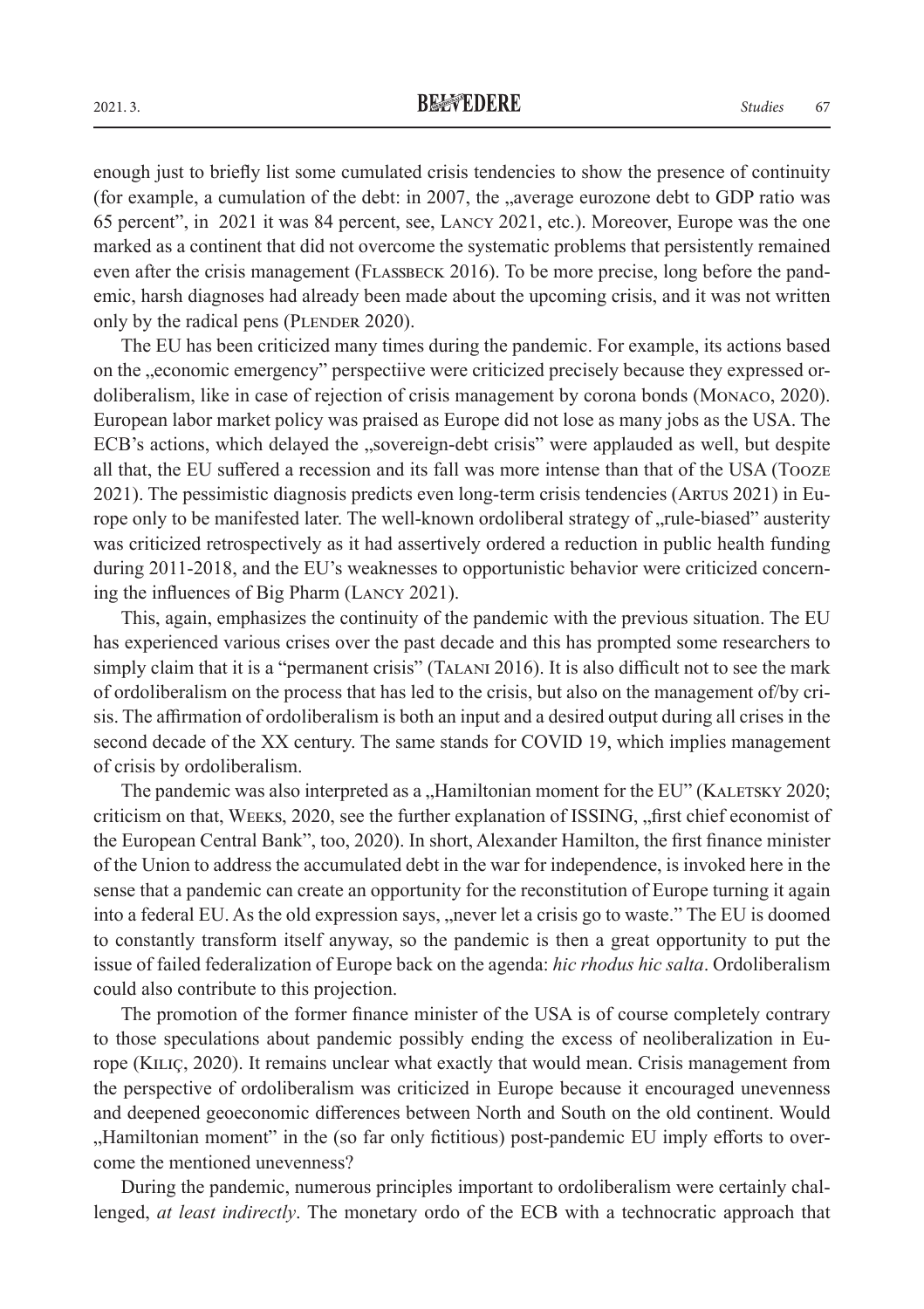enough just to briefly list some cumulated crisis tendencies to show the presence of continuity (for example, a cumulation of the debt: in 2007, the „average eurozone debt to GDP ratio was 65 percent", in 2021 it was 84 percent, see, Lancy 2021, etc.). Moreover, Europe was the one marked as a continent that did not overcome the systematic problems that persistently remained even after the crisis management (Flassbeck 2016). To be more precise, long before the pandemic, harsh diagnoses had already been made about the upcoming crisis, and it was not written only by the radical pens (Plender 2020).

The EU has been criticized many times during the pandemic. For example, its actions based on the „economic emergency" perspectiive were criticized precisely because they expressed ordoliberalism, like in case of rejection of crisis management by corona bonds (Monaco, 2020). European labor market policy was praised as Europe did not lose as many jobs as the USA. The ECB's actions, which delayed the „sovereign-debt crisis" were applauded as well, but despite all that, the EU suffered a recession and its fall was more intense than that of the USA (Tooze 2021). The pessimistic diagnosis predicts even long-term crisis tendencies (Artus 2021) in Europe only to be manifested later. The well-known ordoliberal strategy of „rule-biased" austerity was criticized retrospectively as it had assertively ordered a reduction in public health funding during 2011-2018, and the EU's weaknesses to opportunistic behavior were criticized concerning the influences of Big Pharm (Lancy 2021).

This, again, emphasizes the continuity of the pandemic with the previous situation. The EU has experienced various crises over the past decade and this has prompted some researchers to simply claim that it is a "permanent crisis" (Talani 2016). It is also difficult not to see the mark of ordoliberalism on the process that has led to the crisis, but also on the management of/by crisis. The affirmation of ordoliberalism is both an input and a desired output during all crises in the second decade of the XX century. The same stands for COVID 19, which implies management of crisis by ordoliberalism.

The pandemic was also interpreted as a „Hamiltonian moment for the EU" (Kaletsky 2020; criticism on that, Weeks, 2020, see the further explanation of ISSING, „first chief economist of the European Central Bank", too, 2020). In short, Alexander Hamilton, the first finance minister of the Union to address the accumulated debt in the war for independence, is invoked here in the sense that a pandemic can create an opportunity for the reconstitution of Europe turning it again into a federal EU. As the old expression says, „never let a crisis go to waste." The EU is doomed to constantly transform itself anyway, so the pandemic is then a great opportunity to put the issue of failed federalization of Europe back on the agenda: *hic rhodus hic salta*. Ordoliberalism could also contribute to this projection.

The promotion of the former finance minister of the USA is of course completely contrary to those speculations about pandemic possibly ending the excess of neoliberalization in Europe (Kiliç, 2020). It remains unclear what exactly that would mean. Crisis management from the perspective of ordoliberalism was criticized in Europe because it encouraged unevenness and deepened geoeconomic differences between North and South on the old continent. Would „Hamiltonian moment" in the (so far only fictitious) post-pandemic EU imply efforts to overcome the mentioned unevenness?

During the pandemic, numerous principles important to ordoliberalism were certainly challenged, *at least indirectly*. The monetary ordo of the ECB with a technocratic approach that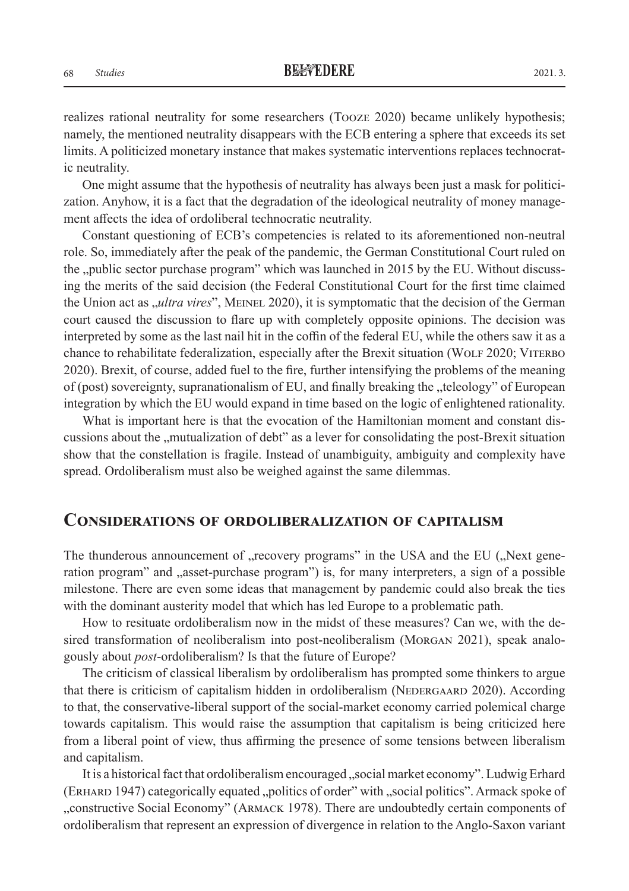realizes rational neutrality for some researchers (Tooze 2020) became unlikely hypothesis; namely, the mentioned neutrality disappears with the ECB entering a sphere that exceeds its set limits. A politicized monetary instance that makes systematic interventions replaces technocratic neutrality.

One might assume that the hypothesis of neutrality has always been just a mask for politicization. Anyhow, it is a fact that the degradation of the ideological neutrality of money management affects the idea of ordoliberal technocratic neutrality.

Constant questioning of ECB's competencies is related to its aforementioned non-neutral role. So, immediately after the peak of the pandemic, the German Constitutional Court ruled on the „public sector purchase program" which was launched in 2015 by the EU. Without discussing the merits of the said decision (the Federal Constitutional Court for the first time claimed the Union act as „*ultra vires*", Meinel 2020), it is symptomatic that the decision of the German court caused the discussion to flare up with completely opposite opinions. The decision was interpreted by some as the last nail hit in the coffin of the federal EU, while the others saw it as a chance to rehabilitate federalization, especially after the Brexit situation (Wolf 2020; Viterbo 2020). Brexit, of course, added fuel to the fire, further intensifying the problems of the meaning of (post) sovereignty, supranationalism of EU, and finally breaking the „teleology" of European integration by which the EU would expand in time based on the logic of enlightened rationality.

What is important here is that the evocation of the Hamiltonian moment and constant discussions about the „mutualization of debt" as a lever for consolidating the post-Brexit situation show that the constellation is fragile. Instead of unambiguity, ambiguity and complexity have spread. Ordoliberalism must also be weighed against the same dilemmas.

## Considerations of ordoliberalization of capitalism

The thunderous announcement of „recovery programs" in the USA and the EU („Next generation program" and „asset-purchase program") is, for many interpreters, a sign of a possible milestone. There are even some ideas that management by pandemic could also break the ties with the dominant austerity model that which has led Europe to a problematic path.

How to resituate ordoliberalism now in the midst of these measures? Can we, with the desired transformation of neoliberalism into post-neoliberalism (Morgan 2021), speak analogously about *post*-ordoliberalism? Is that the future of Europe?

The criticism of classical liberalism by ordoliberalism has prompted some thinkers to argue that there is criticism of capitalism hidden in ordoliberalism (Nedergaard 2020). According to that, the conservative-liberal support of the social-market economy carried polemical charge towards capitalism. This would raise the assumption that capitalism is being criticized here from a liberal point of view, thus affirming the presence of some tensions between liberalism and capitalism.

It is a historical fact that ordoliberalism encouraged „social market economy". Ludwig Erhard (Erhard 1947) categorically equated „politics of order" with „social politics". Armack spoke of „constructive Social Economy" (Armack 1978). There are undoubtedly certain components of ordoliberalism that represent an expression of divergence in relation to the Anglo-Saxon variant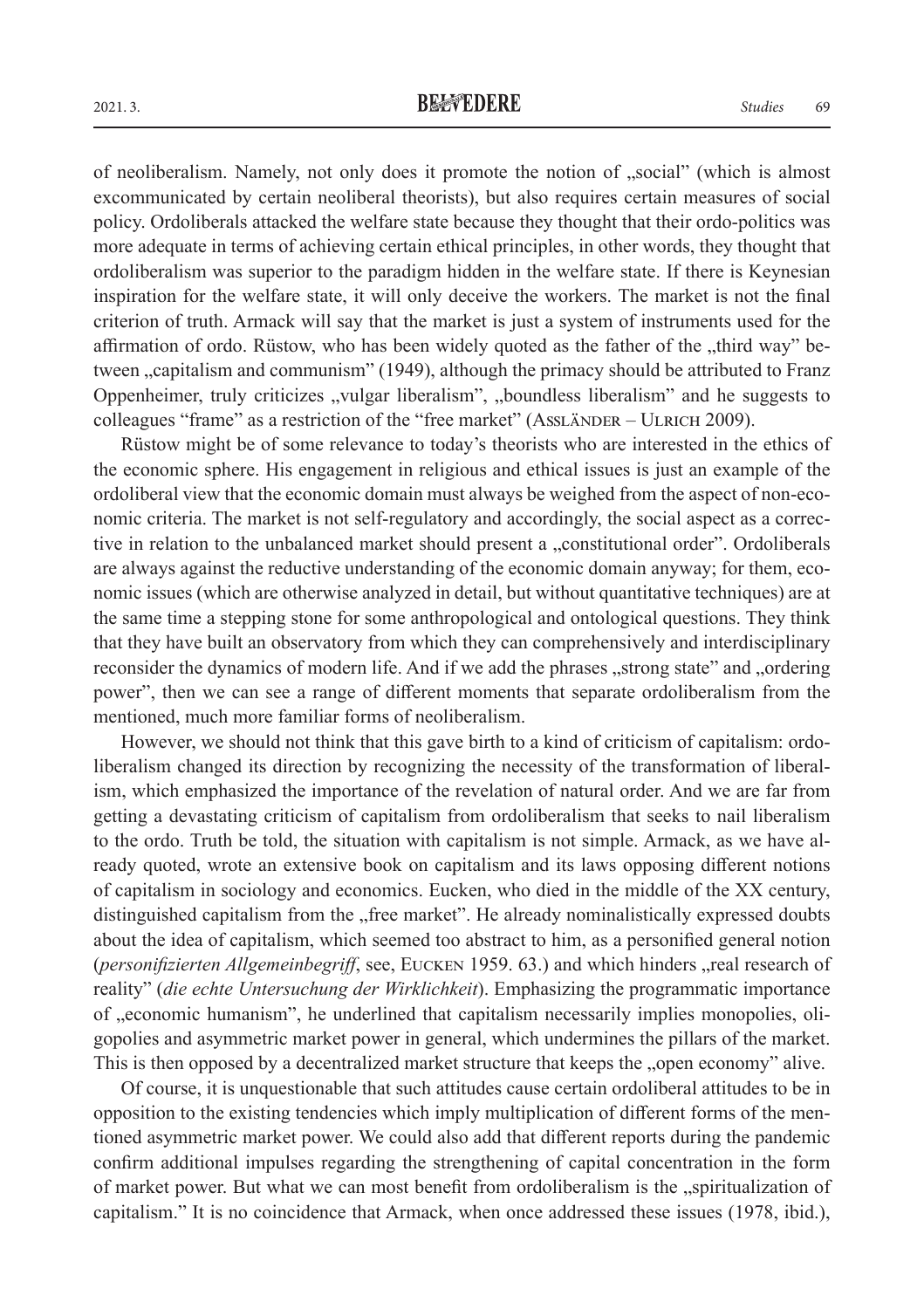of neoliberalism. Namely, not only does it promote the notion of „social" (which is almost excommunicated by certain neoliberal theorists), but also requires certain measures of social policy. Ordoliberals attacked the welfare state because they thought that their ordo-politics was more adequate in terms of achieving certain ethical principles, in other words, they thought that ordoliberalism was superior to the paradigm hidden in the welfare state. If there is Keynesian inspiration for the welfare state, it will only deceive the workers. The market is not the final criterion of truth. Armack will say that the market is just a system of instruments used for the affirmation of ordo. Rüstow, who has been widely quoted as the father of the „third way" between „capitalism and communism" (1949), although the primacy should be attributed to Franz Oppenheimer, truly criticizes „vulgar liberalism", „boundless liberalism" and he suggests to colleagues "frame" as a restriction of the "free market" (Assländer – Ulrich 2009).

Rüstow might be of some relevance to today's theorists who are interested in the ethics of the economic sphere. His engagement in religious and ethical issues is just an example of the ordoliberal view that the economic domain must always be weighed from the aspect of non-economic criteria. The market is not self-regulatory and accordingly, the social aspect as a corrective in relation to the unbalanced market should present a „constitutional order". Ordoliberals are always against the reductive understanding of the economic domain anyway; for them, economic issues (which are otherwise analyzed in detail, but without quantitative techniques) are at the same time a stepping stone for some anthropological and ontological questions. They think that they have built an observatory from which they can comprehensively and interdisciplinary reconsider the dynamics of modern life. And if we add the phrases „strong state" and „ordering power", then we can see a range of different moments that separate ordoliberalism from the mentioned, much more familiar forms of neoliberalism.

However, we should not think that this gave birth to a kind of criticism of capitalism: ordoliberalism changed its direction by recognizing the necessity of the transformation of liberalism, which emphasized the importance of the revelation of natural order. And we are far from getting a devastating criticism of capitalism from ordoliberalism that seeks to nail liberalism to the ordo. Truth be told, the situation with capitalism is not simple. Armack, as we have already quoted, wrote an extensive book on capitalism and its laws opposing different notions of capitalism in sociology and economics. Eucken, who died in the middle of the XX century, distinguished capitalism from the „free market". He already nominalistically expressed doubts about the idea of capitalism, which seemed too abstract to him, as a personified general notion (*personifizierten Allgemeinbegriff*, see, Eucken 1959. 63.) and which hinders „real research of reality" (*die echte Untersuchung der Wirklichkeit*). Emphasizing the programmatic importance of „economic humanism", he underlined that capitalism necessarily implies monopolies, oligopolies and asymmetric market power in general, which undermines the pillars of the market. This is then opposed by a decentralized market structure that keeps the „open economy" alive.

Of course, it is unquestionable that such attitudes cause certain ordoliberal attitudes to be in opposition to the existing tendencies which imply multiplication of different forms of the mentioned asymmetric market power. We could also add that different reports during the pandemic confirm additional impulses regarding the strengthening of capital concentration in the form of market power. But what we can most benefit from ordoliberalism is the „spiritualization of capitalism." It is no coincidence that Armack, when once addressed these issues (1978, ibid.),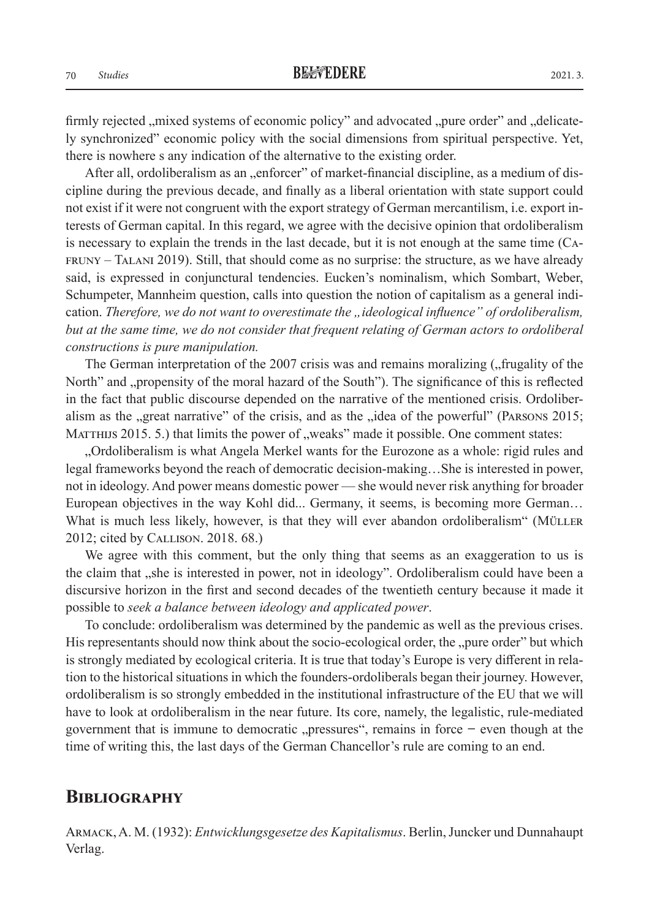firmly rejected „mixed systems of economic policy" and advocated „pure order" and „delicately synchronized" economic policy with the social dimensions from spiritual perspective. Yet, there is nowhere s any indication of the alternative to the existing order.

After all, ordoliberalism as an „enforcer" of market-financial discipline, as a medium of discipline during the previous decade, and finally as a liberal orientation with state support could not exist if it were not congruent with the export strategy of German mercantilism, i.e. export interests of German capital. In this regard, we agree with the decisive opinion that ordoliberalism is necessary to explain the trends in the last decade, but it is not enough at the same time (Cafruny – Talani 2019). Still, that should come as no surprise: the structure, as we have already said, is expressed in conjunctural tendencies. Eucken's nominalism, which Sombart, Weber, Schumpeter, Mannheim question, calls into question the notion of capitalism as a general indication. *Therefore, we do not want to overestimate the „ideological influence" of ordoliberalism, but at the same time, we do not consider that frequent relating of German actors to ordoliberal constructions is pure manipulation.*

The German interpretation of the 2007 crisis was and remains moralizing („frugality of the North" and „propensity of the moral hazard of the South"). The significance of this is reflected in the fact that public discourse depended on the narrative of the mentioned crisis. Ordoliberalism as the „great narrative" of the crisis, and as the „idea of the powerful" (Parsons 2015; Matthijs 2015. 5.) that limits the power of „weaks" made it possible. One comment states:

„Ordoliberalism is what Angela Merkel wants for the Eurozone as a whole: rigid rules and legal frameworks beyond the reach of democratic decision-making…She is interested in power, not in ideology. And power means domestic power — she would never risk anything for broader European objectives in the way Kohl did... Germany, it seems, is becoming more German… What is much less likely, however, is that they will ever abandon ordoliberalism" (Müller 2012; cited by Callison. 2018. 68.)

We agree with this comment, but the only thing that seems as an exaggeration to us is the claim that „she is interested in power, not in ideology". Ordoliberalism could have been a discursive horizon in the first and second decades of the twentieth century because it made it possible to *seek a balance between ideology and applicated power*.

To conclude: ordoliberalism was determined by the pandemic as well as the previous crises. His representants should now think about the socio-ecological order, the „pure order" but which is strongly mediated by ecological criteria. It is true that today's Europe is very different in relation to the historical situations in which the founders-ordoliberals began their journey. However, ordoliberalism is so strongly embedded in the institutional infrastructure of the EU that we will have to look at ordoliberalism in the near future. Its core, namely, the legalistic, rule-mediated government that is immune to democratic „pressures", remains in force − even though at the time of writing this, the last days of the German Chancellor's rule are coming to an end.

## Bibliography

Armack, A. M. (1932): *Entwicklungsgesetze des Kapitalismus*. Berlin, Juncker und Dunnahaupt Verlag.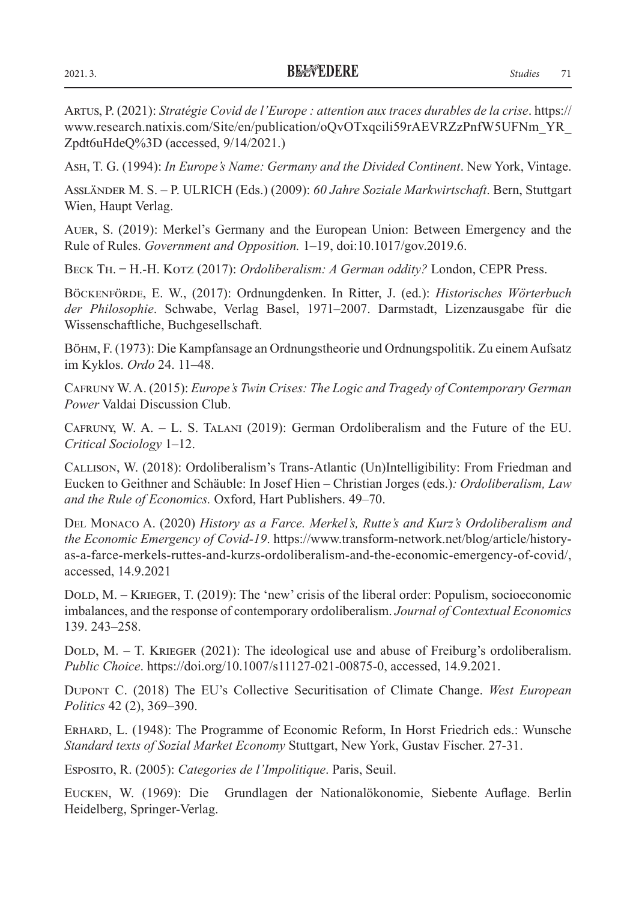Artus, P. (2021): *Stratégie Covid de l'Europe : attention aux traces durables de la crise*. https://www.research.natixis.com/Site/en/publication/oQvOTxqcili59rAEVRZzPnfW5UFNm_YR_Zpdt6uHdeQ%3D (accessed, 9/14/2021.)

Ash, T. G. (1994): *In Europe's Name: Germany and the Divided Continent*. New York, Vintage.

Assländer M. S. – P. ULRICH (Eds.) (2009): *60 Jahre Soziale Markwirtschaft*. Bern, Stuttgart Wien, Haupt Verlag.

Auer, S. (2019): Merkel's Germany and the European Union: Between Emergency and the Rule of Rules. *Government and Opposition.* 1–19, doi:10.1017/gov.2019.6.

Beck Th. – H.-H. Kotz (2017): *Ordoliberalism: A German oddity?* London, CEPR Press.

Böckenförde, E. W., (2017): Ordnungdenken. In Ritter, J. (ed.): *Historisches Wörterbuch der Philosophie*. Schwabe, Verlag Basel, 1971–2007. Darmstadt, Lizenzausgabe für die Wissenschaftliche, Buchgesellschaft.

Böhm, F. (1973): Die Kampfansage an Ordnungstheorie und Ordnungspolitik. Zu einem Aufsatz im Kyklos. *Ordo* 24. 11–48.

Cafruny W. A. (2015): *Europe's Twin Crises: The Logic and Tragedy of Contemporary German Power* Valdai Discussion Club.

Cafruny, W. A. – L. S. Talani (2019): German Ordoliberalism and the Future of the EU. *Critical Sociology* 1–12.

Callison, W. (2018): Ordoliberalism's Trans-Atlantic (Un)Intelligibility: From Friedman and Eucken to Geithner and Schäuble: In Josef Hien – Christian Jorges (eds.)*: Ordoliberalism, Law and the Rule of Economics.* Oxford, Hart Publishers. 49–70.

Del Monaco A. (2020) *History as a Farce. Merkel's, Rutte's and Kurz's Ordoliberalism and the Economic Emergency of Covid-19*. https://www.transform-network.net/blog/article/history-as-a-farce-merkels-ruttes-and-kurzs-ordoliberalism-and-the-economic-emergency-of-covid/, accessed, 14.9.2021

Dold, M. – Krieger, T. (2019): The 'new' crisis of the liberal order: Populism, socioeconomic imbalances, and the response of contemporary ordoliberalism. *Journal of Contextual Economics* 139. 243–258.

Dold, M. – T. Krieger (2021): The ideological use and abuse of Freiburg's ordoliberalism. *Public Choice*. https://doi.org/10.1007/s11127-021-00875-0, accessed, 14.9.2021.

Dupont C. (2018) The EU's Collective Securitisation of Climate Change. *West European Politics* 42 (2), 369–390.

Erhard, L. (1948): The Programme of Economic Reform, In Horst Friedrich eds.: Wunsche *Standard texts of Sozial Market Economy* Stuttgart, New York, Gustav Fischer. 27-31.

Esposito, R. (2005): *Categories de l'Impolitique*. Paris, Seuil.

Eucken, W. (1969): Die Grundlagen der Nationalökonomie, Siebente Auflage. Berlin Heidelberg, Springer-Verlag.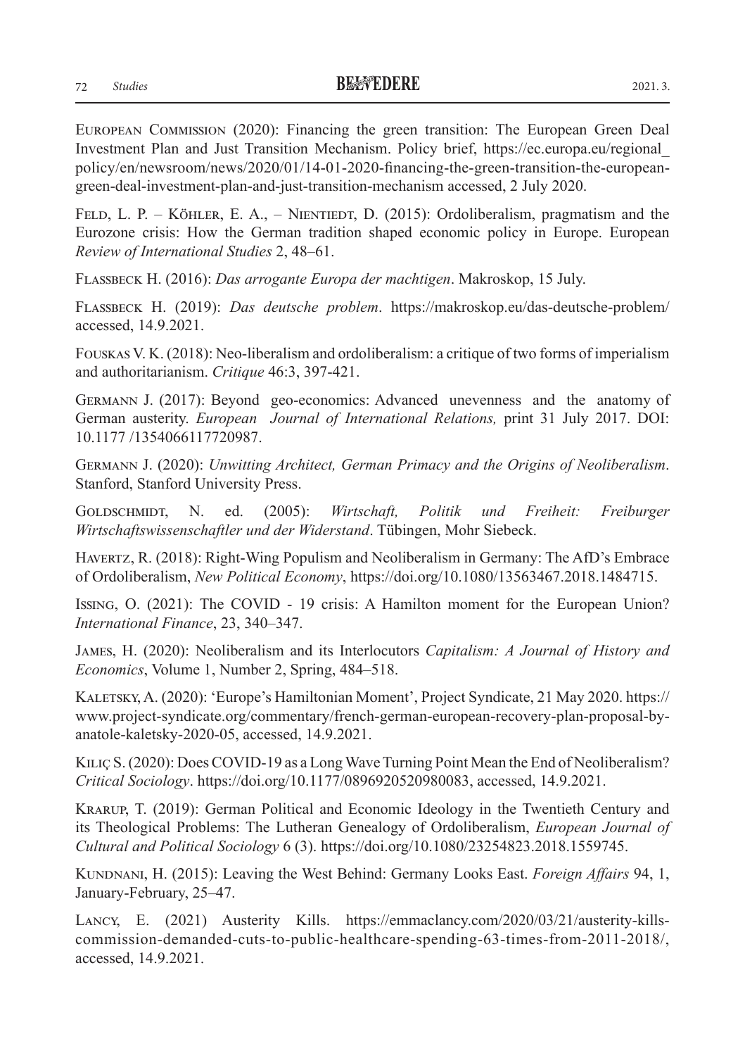European Commission (2020): Financing the green transition: The European Green Deal Investment Plan and Just Transition Mechanism. Policy brief, https://ec.europa.eu/regional_policy/en/newsroom/news/2020/01/14-01-2020-financing-the-green-transition-the-european-green-deal-investment-plan-and-just-transition-mechanism accessed, 2 July 2020.

Feld, L. P. – Köhler, E. A., – Nientiedt, D. (2015): Ordoliberalism, pragmatism and the Eurozone crisis: How the German tradition shaped economic policy in Europe. European *Review of International Studies* 2, 48–61.

Flassbeck H. (2016): *Das arrogante Europa der machtigen*. Makroskop, 15 July.

Flassbeck H. (2019): *Das deutsche problem*. https://makroskop.eu/das-deutsche-problem/ accessed, 14.9.2021.

Fouskas V. K. (2018): Neo-liberalism and ordoliberalism: a critique of two forms of imperialism and authoritarianism. *Critique* 46:3, 397-421.

Germann J. (2017): Beyond geo-economics: Advanced unevenness and the anatomy of German austerity. *European Journal of International Relations,* print 31 July 2017. DOI: 10.1177 /1354066117720987.

Germann J. (2020): *Unwitting Architect, German Primacy and the Origins of Neoliberalism*. Stanford, Stanford University Press.

Goldschmidt, N. ed. (2005): *Wirtschaft, Politik und Freiheit: Freiburger Wirtschaftswissenschaftler und der Widerstand*. Tübingen, Mohr Siebeck.

Havertz, R. (2018): Right-Wing Populism and Neoliberalism in Germany: The AfD's Embrace of Ordoliberalism, *New Political Economy*, https://doi.org/10.1080/13563467.2018.1484715.

Issing, O. (2021): The COVID - 19 crisis: A Hamilton moment for the European Union? *International Finance*, 23, 340–347.

James, H. (2020): Neoliberalism and its Interlocutors *Capitalism: A Journal of History and Economics*, Volume 1, Number 2, Spring, 484–518.

Kaletsky, A. (2020): 'Europe's Hamiltonian Moment', Project Syndicate, 21 May 2020. https://www.project-syndicate.org/commentary/french-german-european-recovery-plan-proposal-by-anatole-kaletsky-2020-05, accessed, 14.9.2021.

Kılıç S. (2020): Does COVID-19 as a Long Wave Turning Point Mean the End of Neoliberalism? *Critical Sociology*. https://doi.org/10.1177/0896920520980083, accessed, 14.9.2021.

Krarup, T. (2019): German Political and Economic Ideology in the Twentieth Century and its Theological Problems: The Lutheran Genealogy of Ordoliberalism, *European Journal of Cultural and Political Sociology* 6 (3). https://doi.org/10.1080/23254823.2018.1559745.

Kundnani, H. (2015): Leaving the West Behind: Germany Looks East. *Foreign Affairs* 94, 1, January-February, 25–47.

Lancy, E. (2021) Austerity Kills. https://emmaclancy.com/2020/03/21/austerity-kills-commission-demanded-cuts-to-public-healthcare-spending-63-times-from-2011-2018/, accessed, 14.9.2021.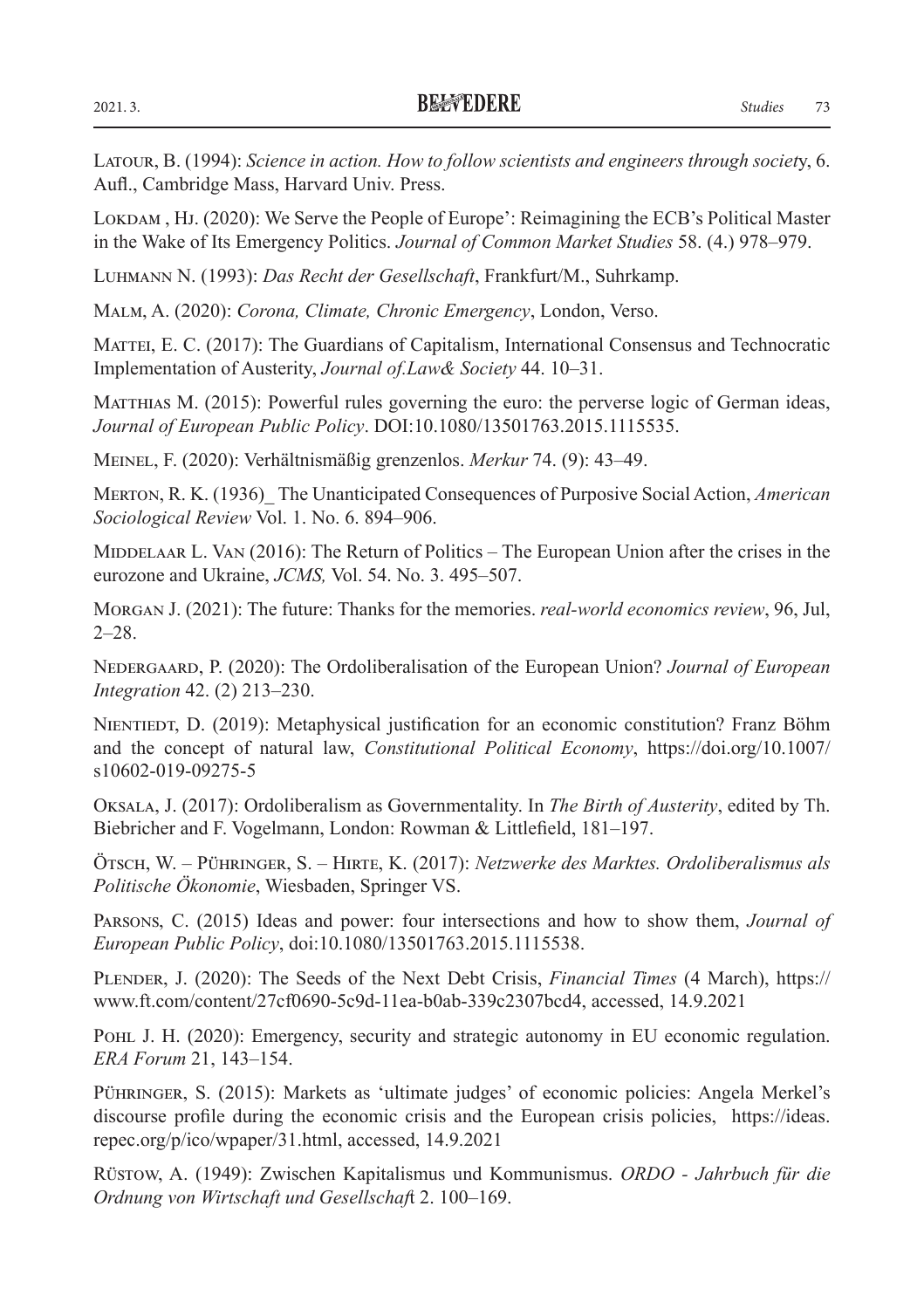Latour, B. (1994): *Science in action. How to follow scientists and engineers through society*, 6. Aufl., Cambridge Mass, Harvard Univ. Press.

Lokdam , Hj. (2020): We Serve the People of Europe': Reimagining the ECB's Political Master in the Wake of Its Emergency Politics. *Journal of Common Market Studies* 58. (4.) 978–979.

Luhmann N. (1993): *Das Recht der Gesellschaft*, Frankfurt/M., Suhrkamp.

Malm, A. (2020): *Corona, Climate, Chronic Emergency*, London, Verso.

Mattei, E. C. (2017): The Guardians of Capitalism, International Consensus and Technocratic Implementation of Austerity, *Journal of.Law& Society* 44. 10–31.

Matthias M. (2015): Powerful rules governing the euro: the perverse logic of German ideas, *Journal of European Public Policy*. DOI:10.1080/13501763.2015.1115535.

Meinel, F. (2020): Verhältnismäßig grenzenlos. *Merkur* 74. (9): 43–49.

Merton, R. K. (1936)_ The Unanticipated Consequences of Purposive Social Action, *American Sociological Review* Vol. 1. No. 6. 894–906.

Middelaar L. Van (2016): The Return of Politics – The European Union after the crises in the eurozone and Ukraine, *JCMS,* Vol. 54. No. 3. 495–507.

Morgan J. (2021): The future: Thanks for the memories. *real-world economics review*, 96, Jul, 2–28.

Nedergaard, P. (2020): The Ordoliberalisation of the European Union? *Journal of European Integration* 42. (2) 213–230.

Nientiedt, D. (2019): Metaphysical justification for an economic constitution? Franz Böhm and the concept of natural law, *Constitutional Political Economy*, https://doi.org/10.1007/s10602-019-09275-5

Oksala, J. (2017): Ordoliberalism as Governmentality. In *The Birth of Austerity*, edited by Th. Biebricher and F. Vogelmann, London: Rowman & Littlefield, 181–197.

Ötsch, W. – Pühringer, S. – Hirte, K. (2017): *Netzwerke des Marktes. Ordoliberalismus als Politische Ökonomie*, Wiesbaden, Springer VS.

Parsons, C. (2015) Ideas and power: four intersections and how to show them, *Journal of European Public Policy*, doi:10.1080/13501763.2015.1115538.

Plender, J. (2020): The Seeds of the Next Debt Crisis, *Financial Times* (4 March), https://www.ft.com/content/27cf0690-5c9d-11ea-b0ab-339c2307bcd4, accessed, 14.9.2021

Pohl J. H. (2020): Emergency, security and strategic autonomy in EU economic regulation. *ERA Forum* 21, 143–154.

Pühringer, S. (2015): Markets as 'ultimate judges' of economic policies: Angela Merkel's discourse profile during the economic crisis and the European crisis policies, https://ideas.repec.org/p/ico/wpaper/31.html, accessed, 14.9.2021

Rüstow, A. (1949): Zwischen Kapitalismus und Kommunismus. *ORDO - Jahrbuch für die Ordnung von Wirtschaft und Gesellschaft* 2. 100–169.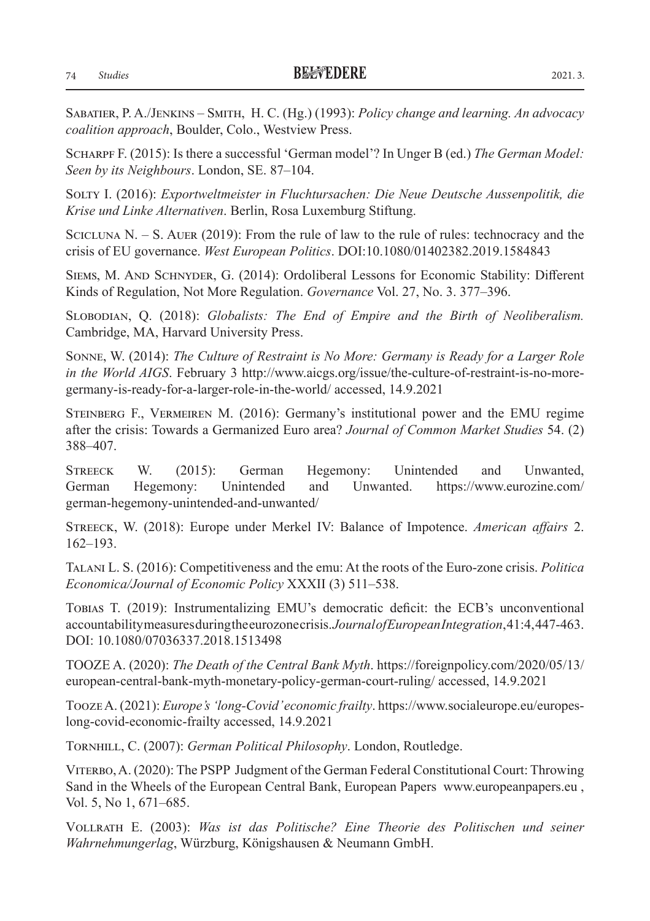Sabatier, P. A./Jenkins – Smith, H. C. (Hg.) (1993): *Policy change and learning. An advocacy coalition approach*, Boulder, Colo., Westview Press.

Scharpf F. (2015): Is there a successful 'German model'? In Unger B (ed.) *The German Model: Seen by its Neighbours*. London, SE. 87–104.

Solty I. (2016): *Exportweltmeister in Fluchtursachen: Die Neue Deutsche Aussenpolitik, die Krise und Linke Alternativen*. Berlin, Rosa Luxemburg Stiftung.

Scicluna N. – S. Auer (2019): From the rule of law to the rule of rules: technocracy and the crisis of EU governance. *West European Politics*. DOI:10.1080/01402382.2019.1584843

Siems, M. And Schnyder, G. (2014): Ordoliberal Lessons for Economic Stability: Different Kinds of Regulation, Not More Regulation. *Governance* Vol. 27, No. 3. 377–396.

Slobodian, Q. (2018): *Globalists: The End of Empire and the Birth of Neoliberalism.* Cambridge, MA, Harvard University Press.

Sonne, W. (2014): *The Culture of Restraint is No More: Germany is Ready for a Larger Role in the World AIGS*. February 3 http://www.aicgs.org/issue/the-culture-of-restraint-is-no-more-germany-is-ready-for-a-larger-role-in-the-world/ accessed, 14.9.2021

Steinberg F., Vermeiren M. (2016): Germany's institutional power and the EMU regime after the crisis: Towards a Germanized Euro area? *Journal of Common Market Studies* 54. (2) 388–407.

Streeck W. (2015): German Hegemony: Unintended and Unwanted, German Hegemony: Unintended and Unwanted. https://www.eurozine.com/german-hegemony-unintended-and-unwanted/

Streeck, W. (2018): Europe under Merkel IV: Balance of Impotence. *American affairs* 2. 162–193.

Talani L. S. (2016): Competitiveness and the emu: At the roots of the Euro-zone crisis. *Politica Economica/Journal of Economic Policy* XXXII (3) 511–538.

Tobias T. (2019): Instrumentalizing EMU's democratic deficit: the ECB's unconventional accountability measures during the eurozone crisis. *Journal of European Integration*, 41:4, 447-463. DOI: 10.1080/07036337.2018.1513498

TOOZE A. (2020): *The Death of the Central Bank Myth*. https://foreignpolicy.com/2020/05/13/european-central-bank-myth-monetary-policy-german-court-ruling/ accessed, 14.9.2021

Tooze A. (2021): *Europe's 'long-Covid' economic frailty*. https://www.socialeurope.eu/europes-long-covid-economic-frailty accessed, 14.9.2021

Tornhill, C. (2007): *German Political Philosophy*. London, Routledge.

Viterbo, A. (2020): The PSPP Judgment of the German Federal Constitutional Court: Throwing Sand in the Wheels of the European Central Bank, European Papers www.europeanpapers.eu , Vol. 5, No 1, 671–685.

Vollrath E. (2003): *Was ist das Politische? Eine Theorie des Politischen und seiner Wahrnehmungerlag*, Würzburg, Königshausen & Neumann GmbH.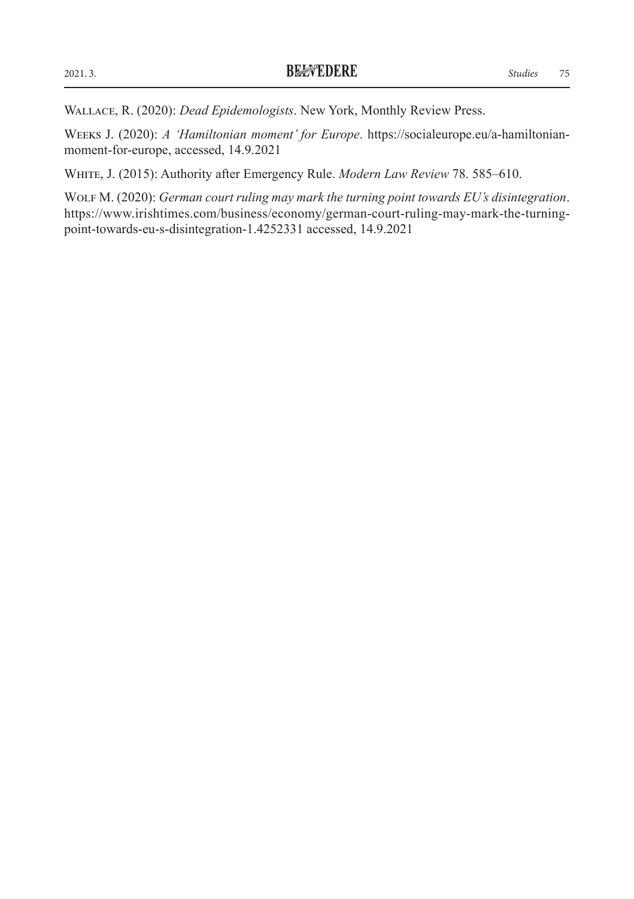Wallace, R. (2020): *Dead Epidemologists*. New York, Monthly Review Press.

Weeks J. (2020): *A 'Hamiltonian moment' for Europe*. https://socialeurope.eu/a-hamiltonian-moment-for-europe, accessed, 14.9.2021

White, J. (2015): Authority after Emergency Rule. *Modern Law Review* 78. 585–610.

Wolf M. (2020): *German court ruling may mark the turning point towards EU's disintegration*. https://www.irishtimes.com/business/economy/german-court-ruling-may-mark-the-turning-point-towards-eu-s-disintegration-1.4252331 accessed, 14.9.2021